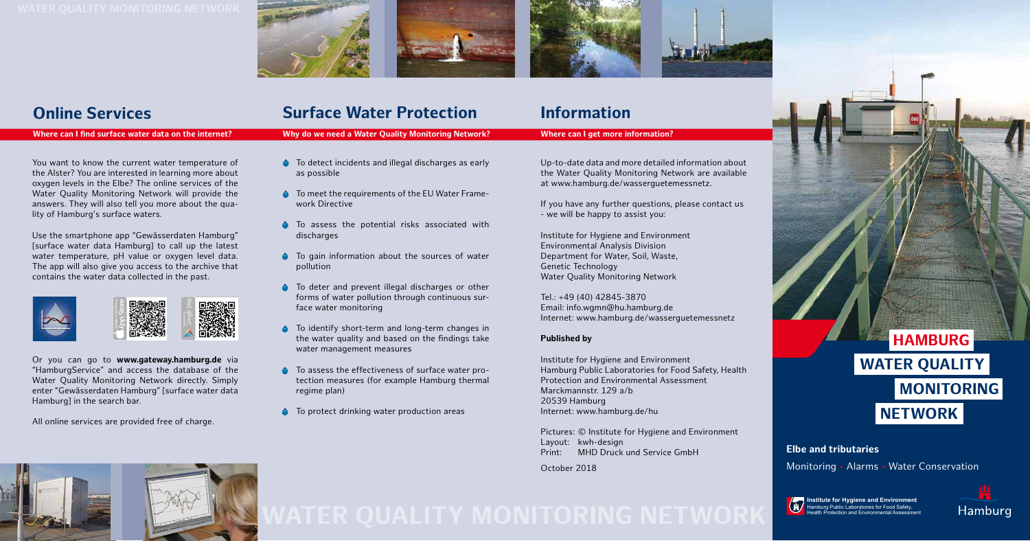WATER QUALITY MONITORING NETWORK

## Online Services

**Where can I find surface water data on the internet?**

You want to know the current water temperature of the Alster? You are interested in learning more about oxygen levels in the Elbe? The online services of the Water Quality Monitoring Network will provide the answers. They will also tell you more about the quality of Hamburg's surface waters.

Use the smartphone app "Gewässerdaten Hamburg" [surface water data Hamburg] to call up the latest water temperature, pH value or oxygen level data. The app will also give you access to the archive that contains the water data collected in the past.

Or you can go to **www.gateway.hamburg.de** via "HamburgService" and access the database of the Water Quality Monitoring Network directly. Simply enter "Gewässerdaten Hamburg" [surface water data Hamburg] in the search bar.

All online services are provided free of charge.

## Surface Water Protection

**Why do we need a Water Quality Monitoring Network?**

- To detect incidents and illegal discharges as early as possible
- To meet the requirements of the EU Water Framework Directive
- To assess the potential risks associated with discharges
- To gain information about the sources of water pollution
- To deter and prevent illegal discharges or other forms of water pollution through continuous surface water monitoring
- To identify short-term and long-term changes in the water quality and based on the findings take water management measures
- To assess the effectiveness of surface water protection measures (for example Hamburg thermal regime plan)
- To protect drinking water production areas

## Information

**Where can I get more information?**

Up-to-date data and more detailed information about the Water Quality Monitoring Network are available at www.hamburg.de/wasserguetemessnetz.

If you have any further questions, please contact us - we will be happy to assist you:

Institute for Hygiene and Environment
Environmental Analysis Division
Department for Water, Soil, Waste, Genetic Technology
Water Quality Monitoring Network

Tel.: +49 (40) 42845-3870
Email: info.wgmn@hu.hamburg.de
Internet: www.hamburg.de/wasserguetemessnetz

**Published by**

Institute for Hygiene and Environment
Hamburg Public Laboratories for Food Safety, Health Protection and Environmental Assessment
Marckmannstr. 129 a/b
20539 Hamburg
Internet: www.hamburg.de/hu

Pictures: © Institute for Hygiene and Environment
Layout: kwh-design
Print: MHD Druck und Service GmbH

October 2018

WATER QUALITY MONITORING NETWORK

# HAMBURG WATER QUALITY MONITORING NETWORK

**Elbe and tributaries**

Monitoring • Alarms • Water Conservation

Institute for Hygiene and Environment
Hamburg Public Laboratories for Food Safety, Health Protection and Environmental Assessment

Hamburg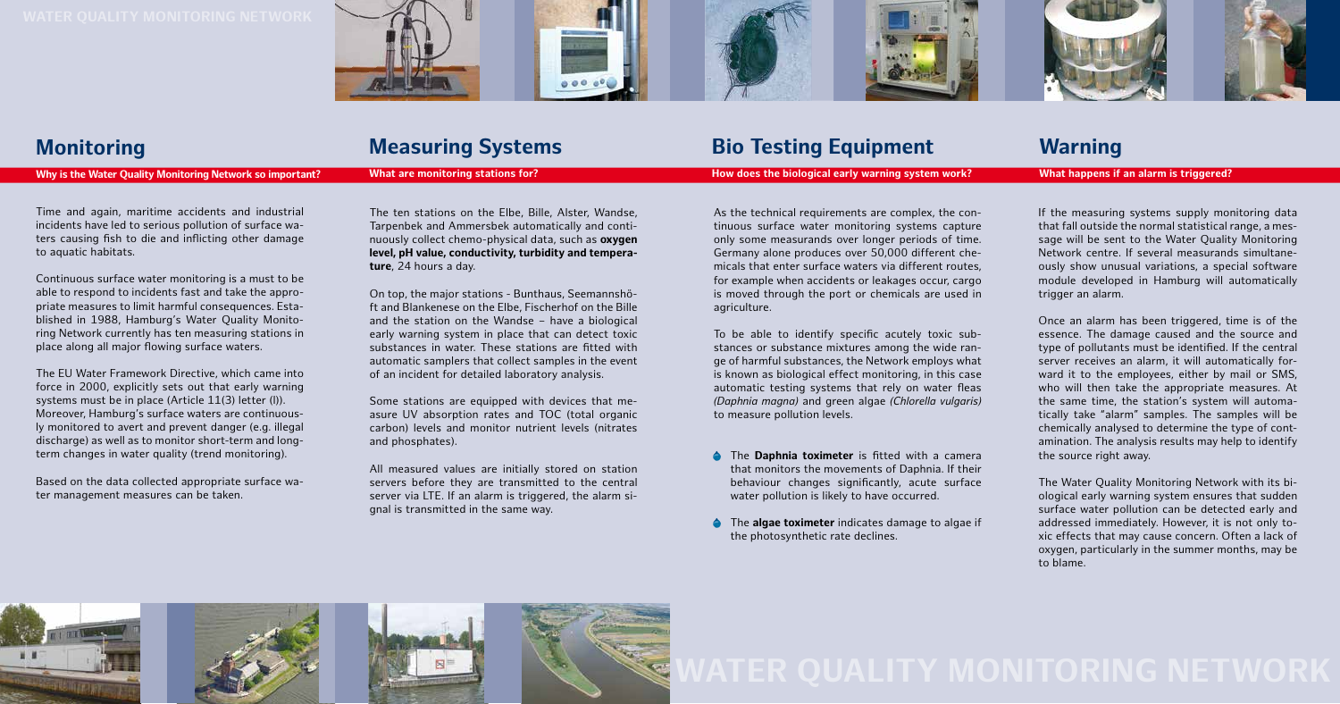## Monitoring

**Why is the Water Quality Monitoring Network so important?**

Time and again, maritime accidents and industrial incidents have led to serious pollution of surface waters causing fish to die and inflicting other damage to aquatic habitats.

Continuous surface water monitoring is a must to be able to respond to incidents fast and take the appropriate measures to limit harmful consequences. Established in 1988, Hamburg's Water Quality Monitoring Network currently has ten measuring stations in place along all major flowing surface waters.

The EU Water Framework Directive, which came into force in 2000, explicitly sets out that early warning systems must be in place (Article 11(3) letter (l)). Moreover, Hamburg's surface waters are continuously monitored to avert and prevent danger (e.g. illegal discharge) as well as to monitor short-term and long-term changes in water quality (trend monitoring).

Based on the data collected appropriate surface water management measures can be taken.

## Measuring Systems

**What are monitoring stations for?**

The ten stations on the Elbe, Bille, Alster, Wandse, Tarpenbek and Ammersbek automatically and continuously collect chemo-physical data, such as **oxygen level, pH value, conductivity, turbidity and temperature**, 24 hours a day.

On top, the major stations - Bunthaus, Seemannshöft and Blankenese on the Elbe, Fischerhof on the Bille and the station on the Wandse – have a biological early warning system in place that can detect toxic substances in water. These stations are fitted with automatic samplers that collect samples in the event of an incident for detailed laboratory analysis.

Some stations are equipped with devices that measure UV absorption rates and TOC (total organic carbon) levels and monitor nutrient levels (nitrates and phosphates).

All measured values are initially stored on station servers before they are transmitted to the central server via LTE. If an alarm is triggered, the alarm signal is transmitted in the same way.

## Bio Testing Equipment

**How does the biological early warning system work?**

As the technical requirements are complex, the continuous surface water monitoring systems capture only some measurands over longer periods of time. Germany alone produces over 50,000 different chemicals that enter surface waters via different routes, for example when accidents or leakages occur, cargo is moved through the port or chemicals are used in agriculture.

To be able to identify specific acutely toxic substances or substance mixtures among the wide range of harmful substances, the Network employs what is known as biological effect monitoring, in this case automatic testing systems that rely on water fleas *(Daphnia magna)* and green algae *(Chlorella vulgaris)* to measure pollution levels.

- The **Daphnia toximeter** is fitted with a camera that monitors the movements of Daphnia. If their behaviour changes significantly, acute surface water pollution is likely to have occurred.
- The **algae toximeter** indicates damage to algae if the photosynthetic rate declines.

## Warning

**What happens if an alarm is triggered?**

If the measuring systems supply monitoring data that fall outside the normal statistical range, a message will be sent to the Water Quality Monitoring Network centre. If several measurands simultaneously show unusual variations, a special software module developed in Hamburg will automatically trigger an alarm.

Once an alarm has been triggered, time is of the essence. The damage caused and the source and type of pollutants must be identified. If the central server receives an alarm, it will automatically forward it to the employees, either by mail or SMS, who will then take the appropriate measures. At the same time, the station's system will automatically take "alarm" samples. The samples will be chemically analysed to determine the type of contamination. The analysis results may help to identify the source right away.

The Water Quality Monitoring Network with its biological early warning system ensures that sudden surface water pollution can be detected early and addressed immediately. However, it is not only toxic effects that may cause concern. Often a lack of oxygen, particularly in the summer months, may be to blame.

# WATER QUALITY MONITORING NETWORK